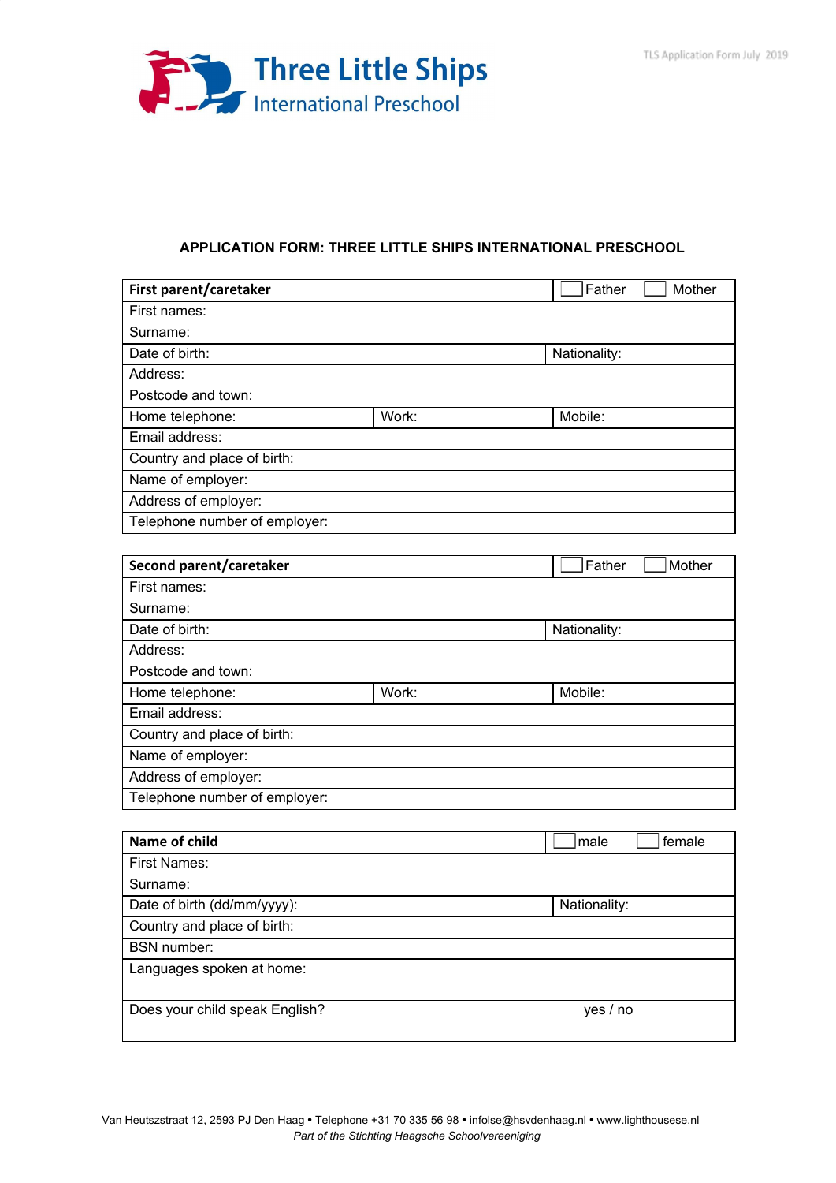Three Little Ships
International Preschool

TLS Application Form July 2019

## APPLICATION FORM: THREE LITTLE SHIPS INTERNATIONAL PRESCHOOL

| **First parent/caretaker** | | ☐ Father ☐ Mother |
|---|---|---|
| First names: | | |
| Surname: | | |
| Date of birth: | | Nationality: |
| Address: | | |
| Postcode and town: | | |
| Home telephone: | Work: | Mobile: |
| Email address: | | |
| Country and place of birth: | | |
| Name of employer: | | |
| Address of employer: | | |
| Telephone number of employer: | | |

| **Second parent/caretaker** | | ☐ Father ☐ Mother |
|---|---|---|
| First names: | | |
| Surname: | | |
| Date of birth: | | Nationality: |
| Address: | | |
| Postcode and town: | | |
| Home telephone: | Work: | Mobile: |
| Email address: | | |
| Country and place of birth: | | |
| Name of employer: | | |
| Address of employer: | | |
| Telephone number of employer: | | |

| **Name of child** | ☐ male ☐ female |
|---|---|
| First Names: | |
| Surname: | |
| Date of birth (dd/mm/yyyy): | Nationality: |
| Country and place of birth: | |
| BSN number: | |
| Languages spoken at home: | |
| Does your child speak English? | yes / no |

Van Heutszstraat 12, 2593 PJ Den Haag • Telephone +31 70 335 56 98 • infolse@hsvdenhaag.nl • www.lighthousese.nl
*Part of the Stichting Haagsche Schoolvereeniging*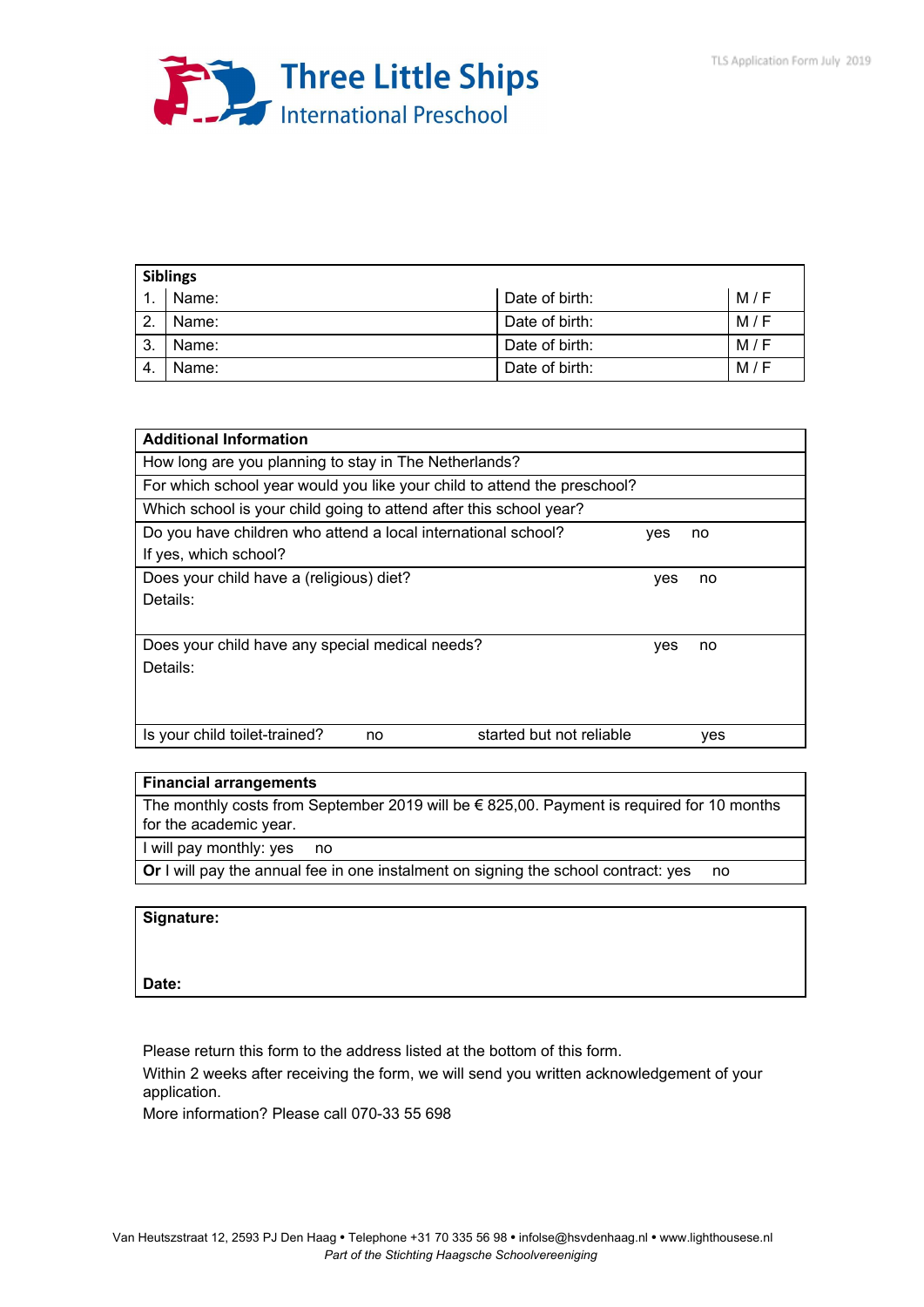Three Little Ships
International Preschool

| Siblings | | | |
|---|---|---|---|
| 1. | Name: | Date of birth: | M / F |
| 2. | Name: | Date of birth: | M / F |
| 3. | Name: | Date of birth: | M / F |
| 4. | Name: | Date of birth: | M / F |

| **Additional Information** | | | |
|---|---|---|---|
| How long are you planning to stay in The Netherlands? | | | |
| For which school year would you like your child to attend the preschool? | | | |
| Which school is your child going to attend after this school year? | | | |
| Do you have children who attend a local international school? If yes, which school? | | yes | no |
| Does your child have a (religious) diet? Details: | | yes | no |
| Does your child have any special medical needs? Details: | | yes | no |
| Is your child toilet-trained? | no | started but not reliable | yes |

| **Financial arrangements** |
|---|
| The monthly costs from September 2019 will be € 825,00. Payment is required for 10 months for the academic year. |
| I will pay monthly: yes no |
| **Or** I will pay the annual fee in one instalment on signing the school contract: yes no |

| |
|---|
| **Signature:** |
| **Date:** |

Please return this form to the address listed at the bottom of this form.

Within 2 weeks after receiving the form, we will send you written acknowledgement of your application.

More information? Please call 070-33 55 698

Van Heutszstraat 12, 2593 PJ Den Haag • Telephone +31 70 335 56 98 • infolse@hsvdenhaag.nl • www.lighthousese.nl

*Part of the Stichting Haagsche Schoolvereeniging*